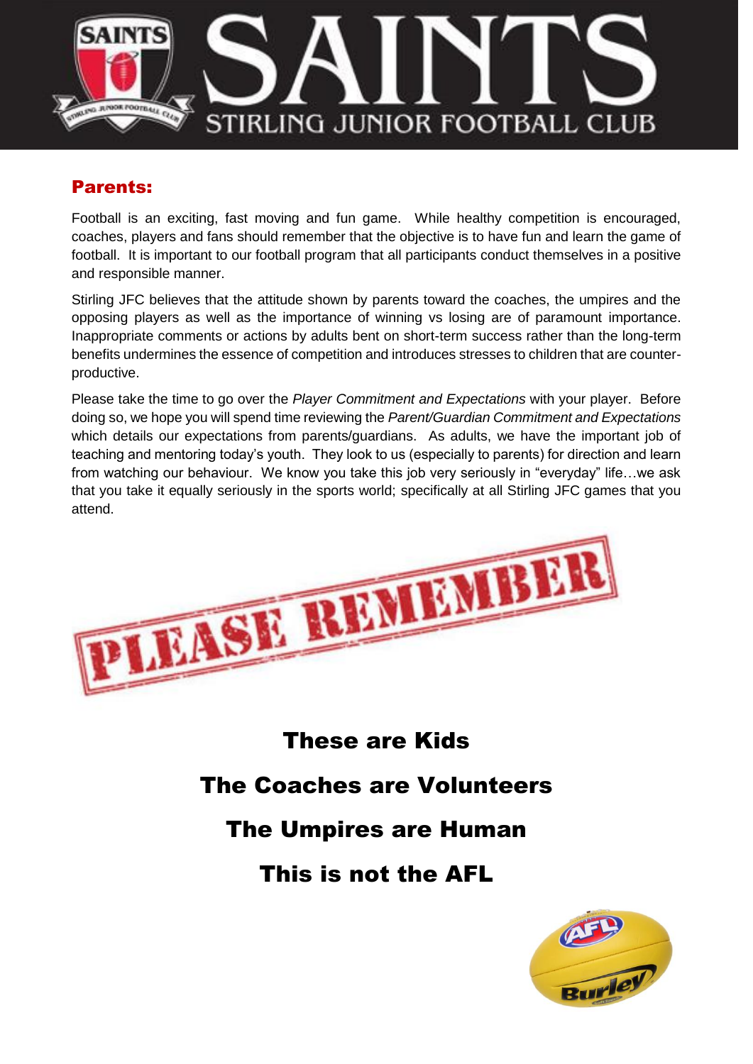# SAINTS STIRLING JUNIOR FOOTBALL CLUB

## Parents:

Football is an exciting, fast moving and fun game. While healthy competition is encouraged, coaches, players and fans should remember that the objective is to have fun and learn the game of football. It is important to our football program that all participants conduct themselves in a positive and responsible manner.

Stirling JFC believes that the attitude shown by parents toward the coaches, the umpires and the opposing players as well as the importance of winning vs losing are of paramount importance. Inappropriate comments or actions by adults bent on short-term success rather than the long-term benefits undermines the essence of competition and introduces stresses to children that are counter-productive.

Please take the time to go over the *Player Commitment and Expectations* with your player. Before doing so, we hope you will spend time reviewing the *Parent/Guardian Commitment and Expectations* which details our expectations from parents/guardians. As adults, we have the important job of teaching and mentoring today's youth. They look to us (especially to parents) for direction and learn from watching our behaviour. We know you take this job very seriously in "everyday" life…we ask that you take it equally seriously in the sports world; specifically at all Stirling JFC games that you attend.

**PLEASE REMEMBER**

**These are Kids**

**The Coaches are Volunteers**

**The Umpires are Human**

**This is not the AFL**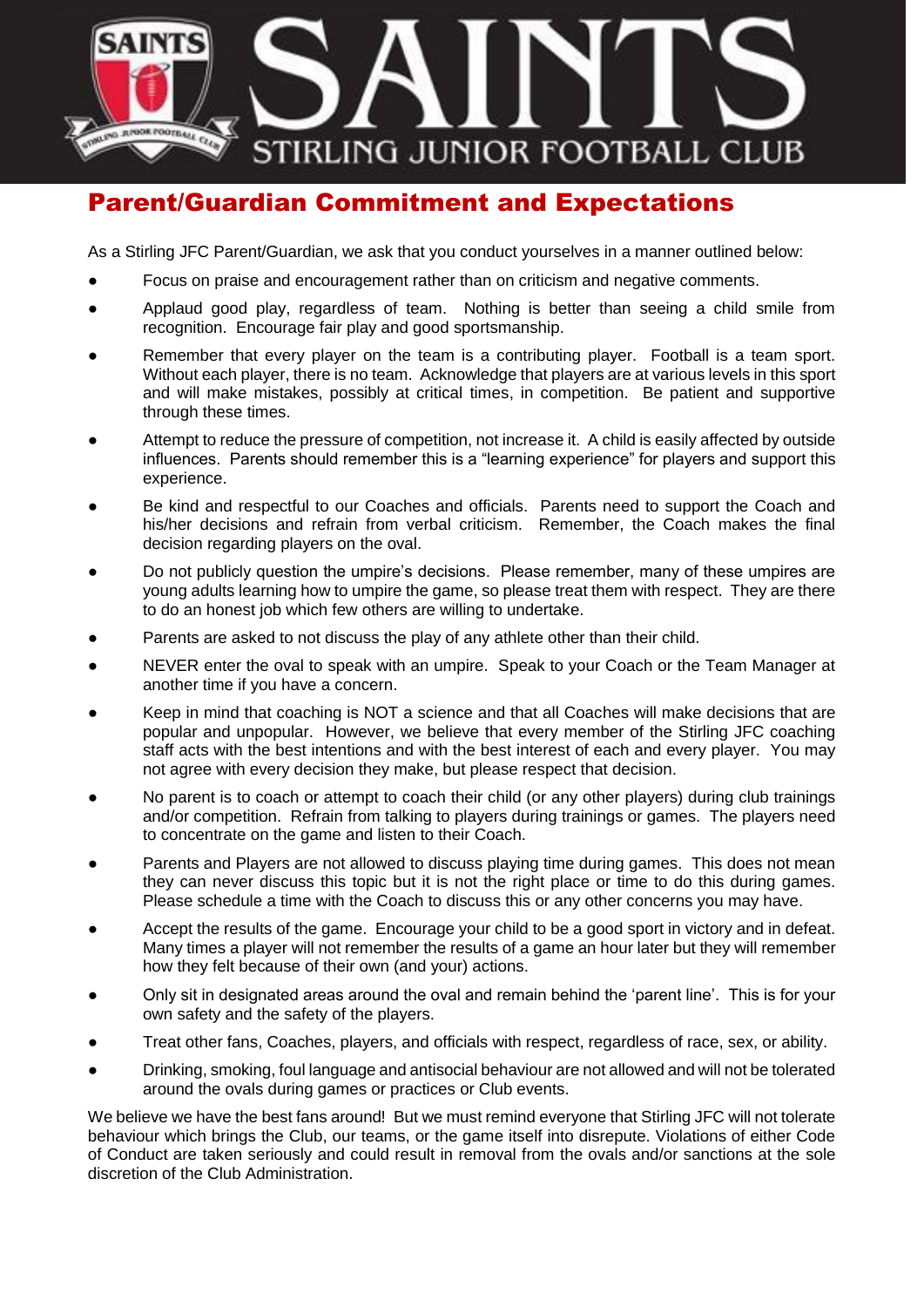# SAINTS

STIRLING JUNIOR FOOTBALL CLUB

## Parent/Guardian Commitment and Expectations

As a Stirling JFC Parent/Guardian, we ask that you conduct yourselves in a manner outlined below:

- Focus on praise and encouragement rather than on criticism and negative comments.
- Applaud good play, regardless of team. Nothing is better than seeing a child smile from recognition. Encourage fair play and good sportsmanship.
- Remember that every player on the team is a contributing player. Football is a team sport. Without each player, there is no team. Acknowledge that players are at various levels in this sport and will make mistakes, possibly at critical times, in competition. Be patient and supportive through these times.
- Attempt to reduce the pressure of competition, not increase it. A child is easily affected by outside influences. Parents should remember this is a "learning experience" for players and support this experience.
- Be kind and respectful to our Coaches and officials. Parents need to support the Coach and his/her decisions and refrain from verbal criticism. Remember, the Coach makes the final decision regarding players on the oval.
- Do not publicly question the umpire's decisions. Please remember, many of these umpires are young adults learning how to umpire the game, so please treat them with respect. They are there to do an honest job which few others are willing to undertake.
- Parents are asked to not discuss the play of any athlete other than their child.
- NEVER enter the oval to speak with an umpire. Speak to your Coach or the Team Manager at another time if you have a concern.
- Keep in mind that coaching is NOT a science and that all Coaches will make decisions that are popular and unpopular. However, we believe that every member of the Stirling JFC coaching staff acts with the best intentions and with the best interest of each and every player. You may not agree with every decision they make, but please respect that decision.
- No parent is to coach or attempt to coach their child (or any other players) during club trainings and/or competition. Refrain from talking to players during trainings or games. The players need to concentrate on the game and listen to their Coach.
- Parents and Players are not allowed to discuss playing time during games. This does not mean they can never discuss this topic but it is not the right place or time to do this during games. Please schedule a time with the Coach to discuss this or any other concerns you may have.
- Accept the results of the game. Encourage your child to be a good sport in victory and in defeat. Many times a player will not remember the results of a game an hour later but they will remember how they felt because of their own (and your) actions.
- Only sit in designated areas around the oval and remain behind the 'parent line'. This is for your own safety and the safety of the players.
- Treat other fans, Coaches, players, and officials with respect, regardless of race, sex, or ability.
- Drinking, smoking, foul language and antisocial behaviour are not allowed and will not be tolerated around the ovals during games or practices or Club events.

We believe we have the best fans around! But we must remind everyone that Stirling JFC will not tolerate behaviour which brings the Club, our teams, or the game itself into disrepute. Violations of either Code of Conduct are taken seriously and could result in removal from the ovals and/or sanctions at the sole discretion of the Club Administration.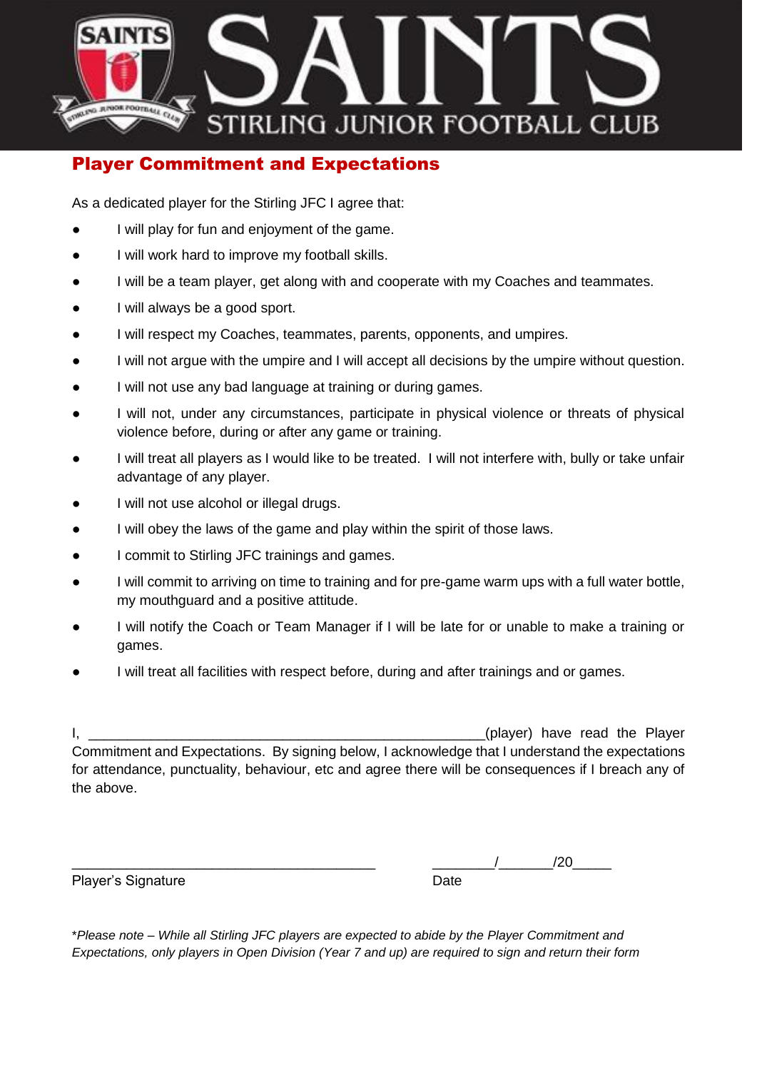# SAINTS

## STIRLING JUNIOR FOOTBALL CLUB

## Player Commitment and Expectations

As a dedicated player for the Stirling JFC I agree that:

- I will play for fun and enjoyment of the game.
- I will work hard to improve my football skills.
- I will be a team player, get along with and cooperate with my Coaches and teammates.
- I will always be a good sport.
- I will respect my Coaches, teammates, parents, opponents, and umpires.
- I will not argue with the umpire and I will accept all decisions by the umpire without question.
- I will not use any bad language at training or during games.
- I will not, under any circumstances, participate in physical violence or threats of physical violence before, during or after any game or training.
- I will treat all players as I would like to be treated. I will not interfere with, bully or take unfair advantage of any player.
- I will not use alcohol or illegal drugs.
- I will obey the laws of the game and play within the spirit of those laws.
- I commit to Stirling JFC trainings and games.
- I will commit to arriving on time to training and for pre-game warm ups with a full water bottle, my mouthguard and a positive attitude.
- I will notify the Coach or Team Manager if I will be late for or unable to make a training or games.
- I will treat all facilities with respect before, during and after trainings and or games.

I, _____________________________________________________(player) have read the Player Commitment and Expectations. By signing below, I acknowledge that I understand the expectations for attendance, punctuality, behaviour, etc and agree there will be consequences if I breach any of the above.

________________________________________ ________/_______/20_____

Player's Signature Date

*Please note – While all Stirling JFC players are expected to abide by the Player Commitment and Expectations, only players in Open Division (Year 7 and up) are required to sign and return their form*